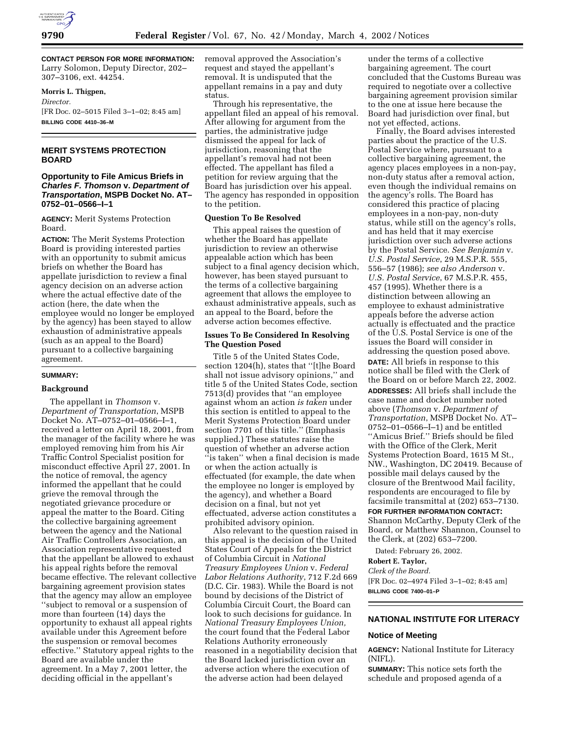**CONTACT PERSON FOR MORE INFORMATION:** Larry Solomon, Deputy Director, 202–307–3106, ext. 44254.

**Morris L. Thigpen,**

*Director.*

[FR Doc. 02–5015 Filed 3–1–02; 8:45 am]

**BILLING CODE 4410–36–M**

## MERIT SYSTEMS PROTECTION BOARD

### Opportunity to File Amicus Briefs in *Charles F. Thomson* v. *Department of Transportation*, MSPB Docket No. AT–0752–01–0566–I–1

**AGENCY:** Merit Systems Protection Board.

**ACTION:** The Merit Systems Protection Board is providing interested parties with an opportunity to submit amicus briefs on whether the Board has appellate jurisdiction to review a final agency decision on an adverse action where the actual effective date of the action (here, the date when the employee would no longer be employed by the agency) has been stayed to allow exhaustion of administrative appeals (such as an appeal to the Board) pursuant to a collective bargaining agreement.

**SUMMARY:**

**Background**

The appellant in *Thomson* v. *Department of Transportation*, MSPB Docket No. AT–0752–01–0566–I–1, received a letter on April 18, 2001, from the manager of the facility where he was employed removing him from his Air Traffic Control Specialist position for misconduct effective April 27, 2001. In the notice of removal, the agency informed the appellant that he could grieve the removal through the negotiated grievance procedure or appeal the matter to the Board. Citing the collective bargaining agreement between the agency and the National Air Traffic Controllers Association, an Association representative requested that the appellant be allowed to exhaust his appeal rights before the removal became effective. The relevant collective bargaining agreement provision states that the agency may allow an employee ''subject to removal or a suspension of more than fourteen (14) days the opportunity to exhaust all appeal rights available under this Agreement before the suspension or removal becomes effective.'' Statutory appeal rights to the Board are available under the agreement. In a May 7, 2001 letter, the deciding official in the appellant's removal approved the Association's request and stayed the appellant's removal. It is undisputed that the appellant remains in a pay and duty status.

Through his representative, the appellant filed an appeal of his removal. After allowing for argument from the parties, the administrative judge dismissed the appeal for lack of jurisdiction, reasoning that the appellant's removal had not been effected. The appellant has filed a petition for review arguing that the Board has jurisdiction over his appeal. The agency has responded in opposition to the petition.

**Question To Be Resolved**

This appeal raises the question of whether the Board has appellate jurisdiction to review an otherwise appealable action which has been subject to a final agency decision which, however, has been stayed pursuant to the terms of a collective bargaining agreement that allows the employee to exhaust administrative appeals, such as an appeal to the Board, before the adverse action becomes effective.

**Issues To Be Considered In Resolving The Question Posed**

Title 5 of the United States Code, section 1204(h), states that ''[t]he Board shall not issue advisory opinions,'' and title 5 of the United States Code, section 7513(d) provides that ''an employee against whom an action *is taken* under this section is entitled to appeal to the Merit Systems Protection Board under section 7701 of this title.'' (Emphasis supplied.) These statutes raise the question of whether an adverse action ''is taken'' when a final decision is made or when the action actually is effectuated (for example, the date when the employee no longer is employed by the agency), and whether a Board decision on a final, but not yet effectuated, adverse action constitutes a prohibited advisory opinion.

Also relevant to the question raised in this appeal is the decision of the United States Court of Appeals for the District of Columbia Circuit in *National Treasury Employees Union* v. *Federal Labor Relations Authority*, 712 F.2d 669 (D.C. Cir. 1983). While the Board is not bound by decisions of the District of Columbia Circuit Court, the Board can look to such decisions for guidance. In *National Treasury Employees Union,* the court found that the Federal Labor Relations Authority erroneously reasoned in a negotiability decision that the Board lacked jurisdiction over an adverse action where the execution of the adverse action had been delayed under the terms of a collective bargaining agreement. The court concluded that the Customs Bureau was required to negotiate over a collective bargaining agreement provision similar to the one at issue here because the Board had jurisdiction over final, but not yet effected, actions.

Finally, the Board advises interested parties about the practice of the U.S. Postal Service where, pursuant to a collective bargaining agreement, the agency places employees in a non-pay, non-duty status after a removal action, even though the individual remains on the agency's rolls. The Board has considered this practice of placing employees in a non-pay, non-duty status, while still on the agency's rolls, and has held that it may exercise jurisdiction over such adverse actions by the Postal Service. *See Benjamin* v. *U.S. Postal Service*, 29 M.S.P.R. 555, 556–57 (1986); *see also Anderson* v. *U.S. Postal Service*, 67 M.S.P.R. 455, 457 (1995). Whether there is a distinction between allowing an employee to exhaust administrative appeals before the adverse action actually is effectuated and the practice of the U.S. Postal Service is one of the issues the Board will consider in addressing the question posed above.

**DATE:** All briefs in response to this notice shall be filed with the Clerk of the Board on or before March 22, 2002.

**ADDRESSES:** All briefs shall include the case name and docket number noted above (*Thomson* v. *Department of Transportation*, MSPB Docket No. AT–0752–01–0566–I–1) and be entitled ''Amicus Brief.'' Briefs should be filed with the Office of the Clerk, Merit Systems Protection Board, 1615 M St., NW., Washington, DC 20419. Because of possible mail delays caused by the closure of the Brentwood Mail facility, respondents are encouraged to file by facsimile transmittal at (202) 653–7130.

**FOR FURTHER INFORMATION CONTACT:** Shannon McCarthy, Deputy Clerk of the Board, or Matthew Shannon, Counsel to the Clerk, at (202) 653–7200.

Dated: February 26, 2002.

**Robert E. Taylor,**

*Clerk of the Board.*

[FR Doc. 02–4974 Filed 3–1–02; 8:45 am]

**BILLING CODE 7400–01–P**

## NATIONAL INSTITUTE FOR LITERACY

### Notice of Meeting

**AGENCY:** National Institute for Literacy (NIFL).

**SUMMARY:** This notice sets forth the schedule and proposed agenda of a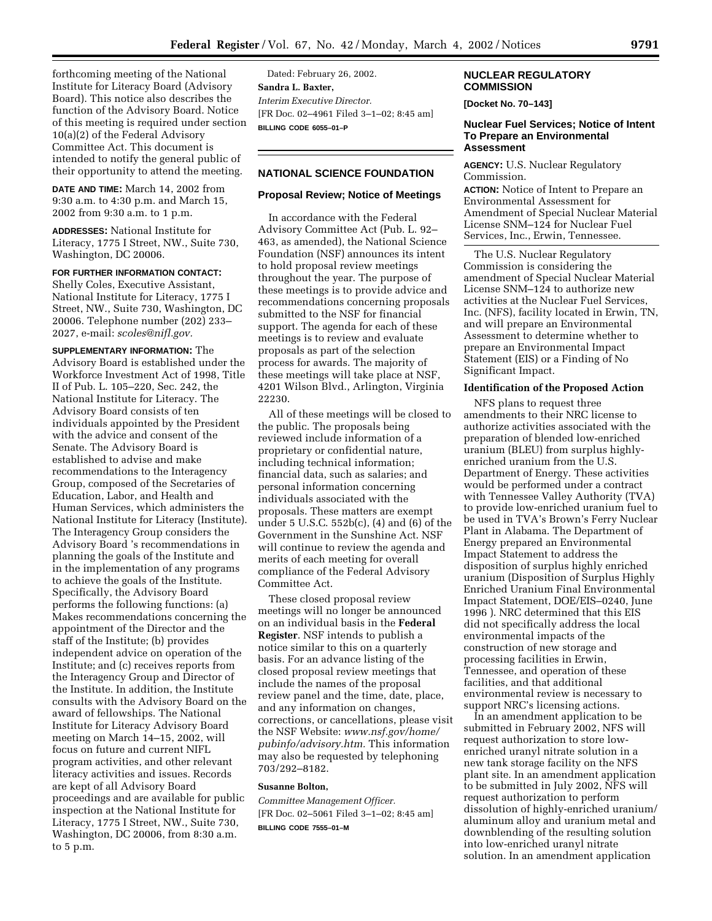forthcoming meeting of the National Institute for Literacy Board (Advisory Board). This notice also describes the function of the Advisory Board. Notice of this meeting is required under section 10(a)(2) of the Federal Advisory Committee Act. This document is intended to notify the general public of their opportunity to attend the meeting.

**DATE AND TIME:** March 14, 2002 from 9:30 a.m. to 4:30 p.m. and March 15, 2002 from 9:30 a.m. to 1 p.m.

**ADDRESSES:** National Institute for Literacy, 1775 I Street, NW., Suite 730, Washington, DC 20006.

**FOR FURTHER INFORMATION CONTACT:** Shelly Coles, Executive Assistant, National Institute for Literacy, 1775 I Street, NW., Suite 730, Washington, DC 20006. Telephone number (202) 233–2027, e-mail: *scoles@nifl.gov.*

**SUPPLEMENTARY INFORMATION:** The Advisory Board is established under the Workforce Investment Act of 1998, Title II of Pub. L. 105–220, Sec. 242, the National Institute for Literacy. The Advisory Board consists of ten individuals appointed by the President with the advice and consent of the Senate. The Advisory Board is established to advise and make recommendations to the Interagency Group, composed of the Secretaries of Education, Labor, and Health and Human Services, which administers the National Institute for Literacy (Institute). The Interagency Group considers the Advisory Board 's recommendations in planning the goals of the Institute and in the implementation of any programs to achieve the goals of the Institute. Specifically, the Advisory Board performs the following functions: (a) Makes recommendations concerning the appointment of the Director and the staff of the Institute; (b) provides independent advice on operation of the Institute; and (c) receives reports from the Interagency Group and Director of the Institute. In addition, the Institute consults with the Advisory Board on the award of fellowships. The National Institute for Literacy Advisory Board meeting on March 14–15, 2002, will focus on future and current NIFL program activities, and other relevant literacy activities and issues. Records are kept of all Advisory Board proceedings and are available for public inspection at the National Institute for Literacy, 1775 I Street, NW., Suite 730, Washington, DC 20006, from 8:30 a.m. to 5 p.m.

Dated: February 26, 2002.

**Sandra L. Baxter,**

*Interim Executive Director.*

[FR Doc. 02–4961 Filed 3–1–02; 8:45 am]

**BILLING CODE 6055–01–P**

## NATIONAL SCIENCE FOUNDATION

### Proposal Review; Notice of Meetings

In accordance with the Federal Advisory Committee Act (Pub. L. 92–463, as amended), the National Science Foundation (NSF) announces its intent to hold proposal review meetings throughout the year. The purpose of these meetings is to provide advice and recommendations concerning proposals submitted to the NSF for financial support. The agenda for each of these meetings is to review and evaluate proposals as part of the selection process for awards. The majority of these meetings will take place at NSF, 4201 Wilson Blvd., Arlington, Virginia 22230.

All of these meetings will be closed to the public. The proposals being reviewed include information of a proprietary or confidential nature, including technical information; financial data, such as salaries; and personal information concerning individuals associated with the proposals. These matters are exempt under 5 U.S.C. 552b(c), (4) and (6) of the Government in the Sunshine Act. NSF will continue to review the agenda and merits of each meeting for overall compliance of the Federal Advisory Committee Act.

These closed proposal review meetings will no longer be announced on an individual basis in the **Federal Register**. NSF intends to publish a notice similar to this on a quarterly basis. For an advance listing of the closed proposal review meetings that include the names of the proposal review panel and the time, date, place, and any information on changes, corrections, or cancellations, please visit the NSF Website: *www.nsf.gov/home/pubinfo/advisory.htm.* This information may also be requested by telephoning 703/292–8182.

**Susanne Bolton,**

*Committee Management Officer.*

[FR Doc. 02–5061 Filed 3–1–02; 8:45 am]

**BILLING CODE 7555–01–M**

## NUCLEAR REGULATORY COMMISSION

**[Docket No. 70–143]**

### Nuclear Fuel Services; Notice of Intent To Prepare an Environmental Assessment

**AGENCY:** U.S. Nuclear Regulatory Commission.

**ACTION:** Notice of Intent to Prepare an Environmental Assessment for Amendment of Special Nuclear Material License SNM–124 for Nuclear Fuel Services, Inc., Erwin, Tennessee.

The U.S. Nuclear Regulatory Commission is considering the amendment of Special Nuclear Material License SNM–124 to authorize new activities at the Nuclear Fuel Services, Inc. (NFS), facility located in Erwin, TN, and will prepare an Environmental Assessment to determine whether to prepare an Environmental Impact Statement (EIS) or a Finding of No Significant Impact.

**Identification of the Proposed Action**

NFS plans to request three amendments to their NRC license to authorize activities associated with the preparation of blended low-enriched uranium (BLEU) from surplus highly-enriched uranium from the U.S. Department of Energy. These activities would be performed under a contract with Tennessee Valley Authority (TVA) to provide low-enriched uranium fuel to be used in TVA's Brown's Ferry Nuclear Plant in Alabama. The Department of Energy prepared an Environmental Impact Statement to address the disposition of surplus highly enriched uranium (Disposition of Surplus Highly Enriched Uranium Final Environmental Impact Statement, DOE/EIS–0240, June 1996 ). NRC determined that this EIS did not specifically address the local environmental impacts of the construction of new storage and processing facilities in Erwin, Tennessee, and operation of these facilities, and that additional environmental review is necessary to support NRC's licensing actions.

In an amendment application to be submitted in February 2002, NFS will request authorization to store low-enriched uranyl nitrate solution in a new tank storage facility on the NFS plant site. In an amendment application to be submitted in July 2002, NFS will request authorization to perform dissolution of highly-enriched uranium/aluminum alloy and uranium metal and downblending of the resulting solution into low-enriched uranyl nitrate solution. In an amendment application